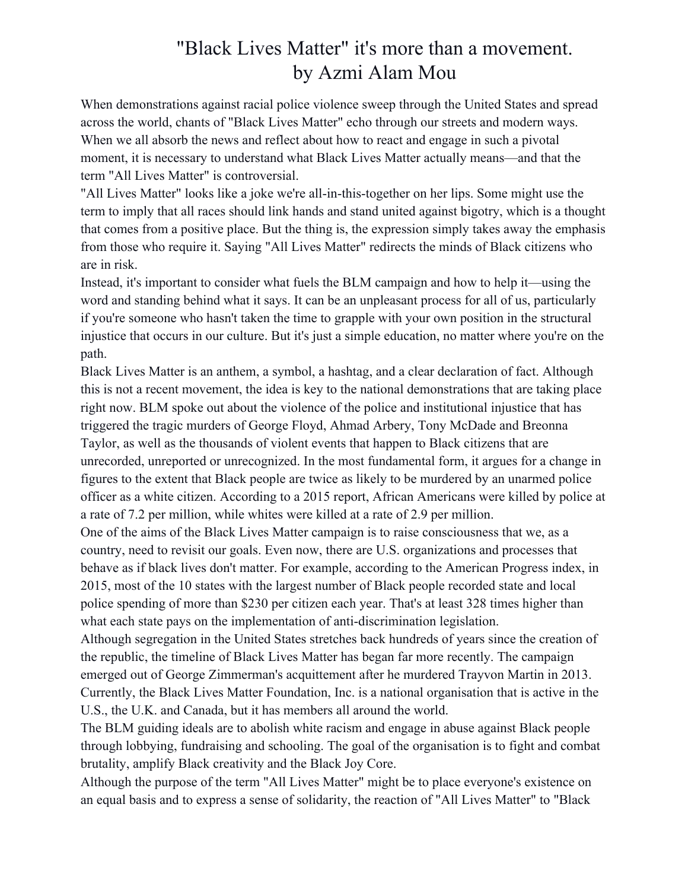# "Black Lives Matter" it's more than a movement.
## by Azmi Alam Mou

When demonstrations against racial police violence sweep through the United States and spread across the world, chants of "Black Lives Matter" echo through our streets and modern ways. When we all absorb the news and reflect about how to react and engage in such a pivotal moment, it is necessary to understand what Black Lives Matter actually means—and that the term "All Lives Matter" is controversial.

"All Lives Matter" looks like a joke we're all-in-this-together on her lips. Some might use the term to imply that all races should link hands and stand united against bigotry, which is a thought that comes from a positive place. But the thing is, the expression simply takes away the emphasis from those who require it. Saying "All Lives Matter" redirects the minds of Black citizens who are in risk.

Instead, it's important to consider what fuels the BLM campaign and how to help it—using the word and standing behind what it says. It can be an unpleasant process for all of us, particularly if you're someone who hasn't taken the time to grapple with your own position in the structural injustice that occurs in our culture. But it's just a simple education, no matter where you're on the path.

Black Lives Matter is an anthem, a symbol, a hashtag, and a clear declaration of fact. Although this is not a recent movement, the idea is key to the national demonstrations that are taking place right now. BLM spoke out about the violence of the police and institutional injustice that has triggered the tragic murders of George Floyd, Ahmad Arbery, Tony McDade and Breonna Taylor, as well as the thousands of violent events that happen to Black citizens that are unrecorded, unreported or unrecognized. In the most fundamental form, it argues for a change in figures to the extent that Black people are twice as likely to be murdered by an unarmed police officer as a white citizen. According to a 2015 report, African Americans were killed by police at a rate of 7.2 per million, while whites were killed at a rate of 2.9 per million.

One of the aims of the Black Lives Matter campaign is to raise consciousness that we, as a country, need to revisit our goals. Even now, there are U.S. organizations and processes that behave as if black lives don't matter. For example, according to the American Progress index, in 2015, most of the 10 states with the largest number of Black people recorded state and local police spending of more than $230 per citizen each year. That's at least 328 times higher than what each state pays on the implementation of anti-discrimination legislation.

Although segregation in the United States stretches back hundreds of years since the creation of the republic, the timeline of Black Lives Matter has began far more recently. The campaign emerged out of George Zimmerman's acquittement after he murdered Trayvon Martin in 2013. Currently, the Black Lives Matter Foundation, Inc. is a national organisation that is active in the U.S., the U.K. and Canada, but it has members all around the world.

The BLM guiding ideals are to abolish white racism and engage in abuse against Black people through lobbying, fundraising and schooling. The goal of the organisation is to fight and combat brutality, amplify Black creativity and the Black Joy Core.

Although the purpose of the term "All Lives Matter" might be to place everyone's existence on an equal basis and to express a sense of solidarity, the reaction of "All Lives Matter" to "Black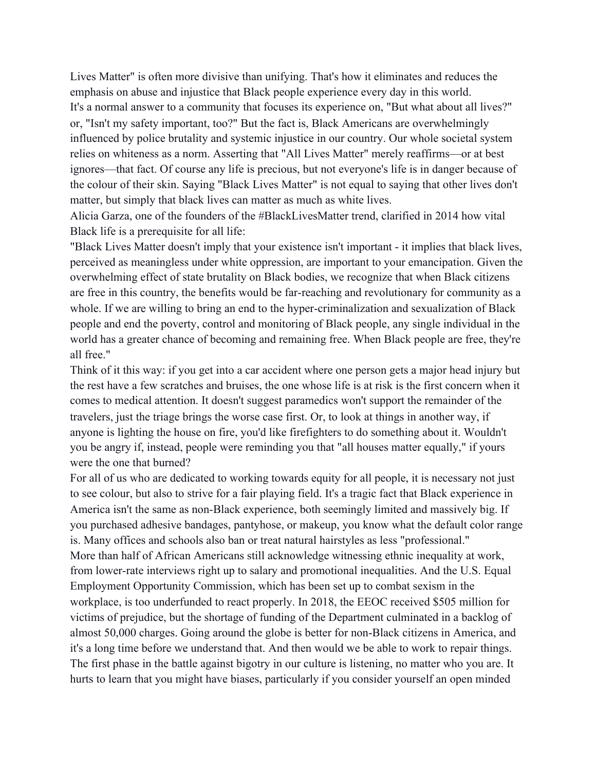Lives Matter" is often more divisive than unifying. That's how it eliminates and reduces the emphasis on abuse and injustice that Black people experience every day in this world.

It's a normal answer to a community that focuses its experience on, "But what about all lives?" or, "Isn't my safety important, too?" But the fact is, Black Americans are overwhelmingly influenced by police brutality and systemic injustice in our country. Our whole societal system relies on whiteness as a norm. Asserting that "All Lives Matter" merely reaffirms—or at best ignores—that fact. Of course any life is precious, but not everyone's life is in danger because of the colour of their skin. Saying "Black Lives Matter" is not equal to saying that other lives don't matter, but simply that black lives can matter as much as white lives.

Alicia Garza, one of the founders of the #BlackLivesMatter trend, clarified in 2014 how vital Black life is a prerequisite for all life:

"Black Lives Matter doesn't imply that your existence isn't important - it implies that black lives, perceived as meaningless under white oppression, are important to your emancipation. Given the overwhelming effect of state brutality on Black bodies, we recognize that when Black citizens are free in this country, the benefits would be far-reaching and revolutionary for community as a whole. If we are willing to bring an end to the hyper-criminalization and sexualization of Black people and end the poverty, control and monitoring of Black people, any single individual in the world has a greater chance of becoming and remaining free. When Black people are free, they're all free."

Think of it this way: if you get into a car accident where one person gets a major head injury but the rest have a few scratches and bruises, the one whose life is at risk is the first concern when it comes to medical attention. It doesn't suggest paramedics won't support the remainder of the travelers, just the triage brings the worse case first. Or, to look at things in another way, if anyone is lighting the house on fire, you'd like firefighters to do something about it. Wouldn't you be angry if, instead, people were reminding you that "all houses matter equally," if yours were the one that burned?

For all of us who are dedicated to working towards equity for all people, it is necessary not just to see colour, but also to strive for a fair playing field. It's a tragic fact that Black experience in America isn't the same as non-Black experience, both seemingly limited and massively big. If you purchased adhesive bandages, pantyhose, or makeup, you know what the default color range is. Many offices and schools also ban or treat natural hairstyles as less "professional."

More than half of African Americans still acknowledge witnessing ethnic inequality at work, from lower-rate interviews right up to salary and promotional inequalities. And the U.S. Equal Employment Opportunity Commission, which has been set up to combat sexism in the workplace, is too underfunded to react properly. In 2018, the EEOC received $505 million for victims of prejudice, but the shortage of funding of the Department culminated in a backlog of almost 50,000 charges. Going around the globe is better for non-Black citizens in America, and it's a long time before we understand that. And then would we be able to work to repair things.

The first phase in the battle against bigotry in our culture is listening, no matter who you are. It hurts to learn that you might have biases, particularly if you consider yourself an open minded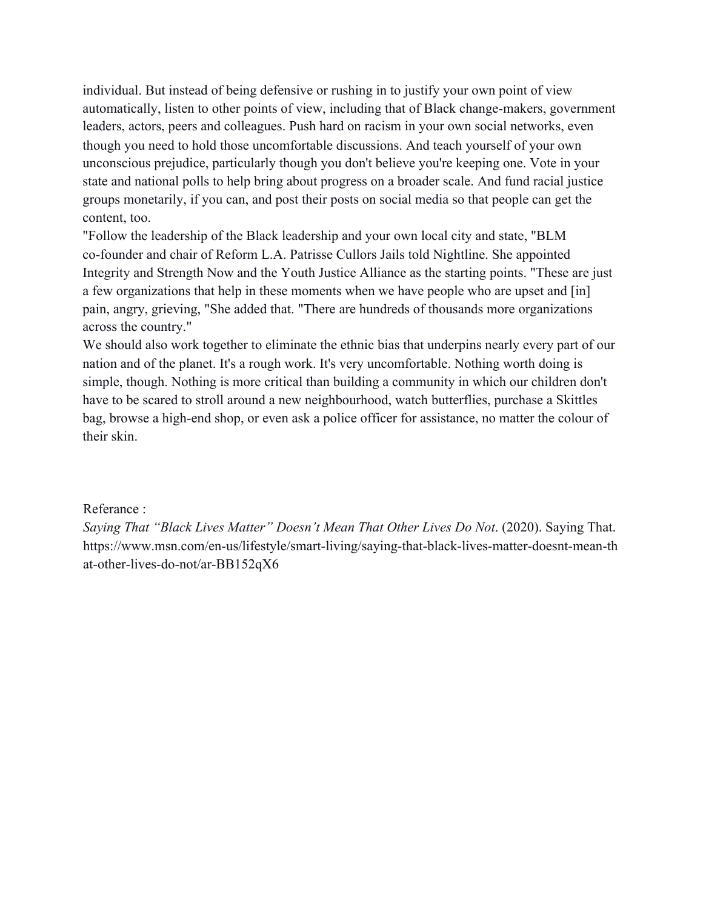individual. But instead of being defensive or rushing in to justify your own point of view automatically, listen to other points of view, including that of Black change-makers, government leaders, actors, peers and colleagues. Push hard on racism in your own social networks, even though you need to hold those uncomfortable discussions. And teach yourself of your own unconscious prejudice, particularly though you don't believe you're keeping one. Vote in your state and national polls to help bring about progress on a broader scale. And fund racial justice groups monetarily, if you can, and post their posts on social media so that people can get the content, too.

"Follow the leadership of the Black leadership and your own local city and state, "BLM co-founder and chair of Reform L.A. Patrisse Cullors Jails told Nightline. She appointed Integrity and Strength Now and the Youth Justice Alliance as the starting points. "These are just a few organizations that help in these moments when we have people who are upset and [in] pain, angry, grieving, "She added that. "There are hundreds of thousands more organizations across the country."

We should also work together to eliminate the ethnic bias that underpins nearly every part of our nation and of the planet. It's a rough work. It's very uncomfortable. Nothing worth doing is simple, though. Nothing is more critical than building a community in which our children don't have to be scared to stroll around a new neighbourhood, watch butterflies, purchase a Skittles bag, browse a high-end shop, or even ask a police officer for assistance, no matter the colour of their skin.

Referance :

*Saying That "Black Lives Matter" Doesn't Mean That Other Lives Do Not*. (2020). Saying That. https://www.msn.com/en-us/lifestyle/smart-living/saying-that-black-lives-matter-doesnt-mean-that-other-lives-do-not/ar-BB152qX6